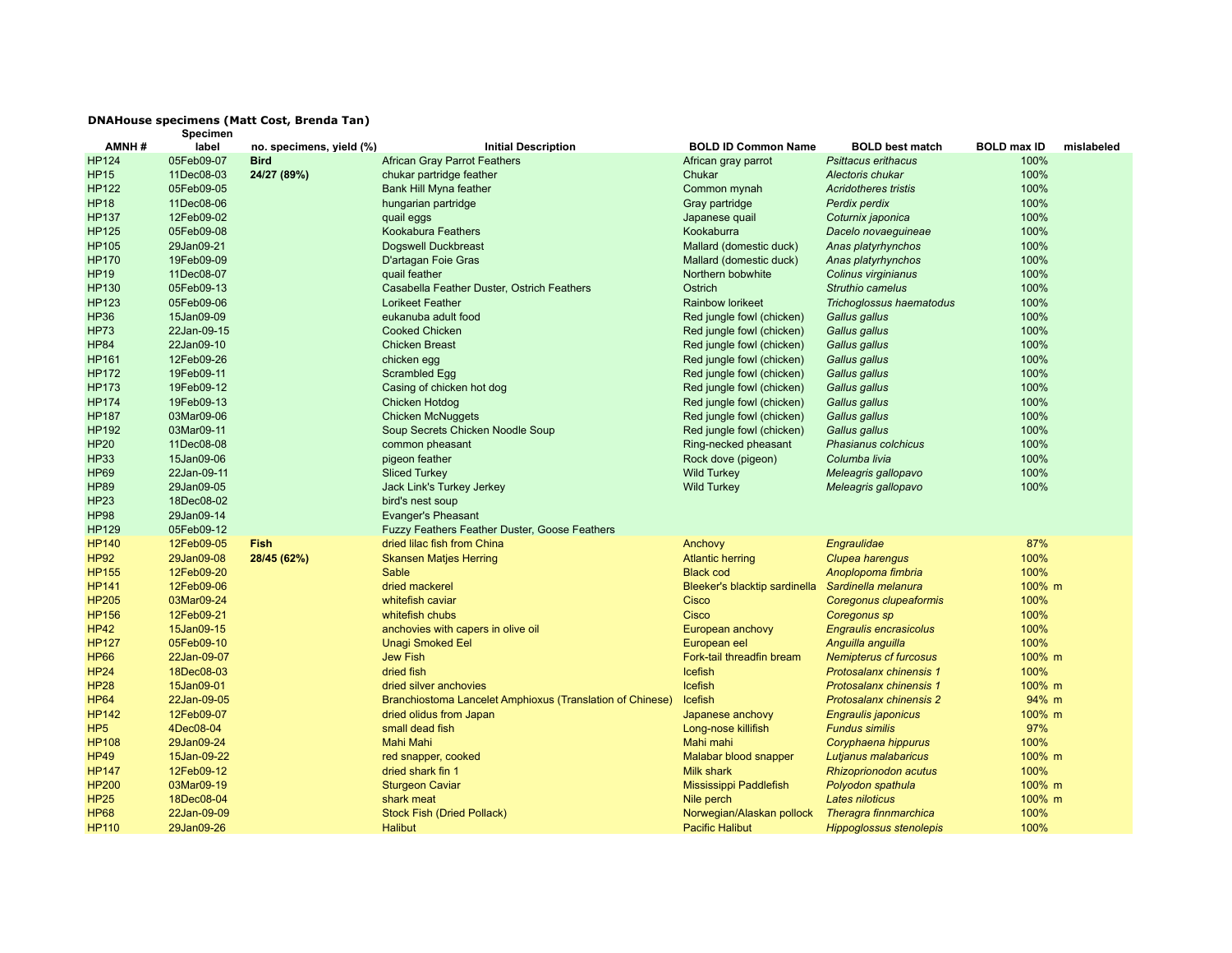**DNAHouse specimens (Matt Cost, Brenda Tan)**

| AMNH # | Specimen label | no. specimens, yield (%) | Initial Description | BOLD ID Common Name | BOLD best match | BOLD max ID | mislabeled |
|---|---|---|---|---|---|---|---|
| HP124 | 05Feb09-07 | **Bird** | African Gray Parrot Feathers | African gray parrot | *Psittacus erithacus* | 100% | |
| HP15 | 11Dec08-03 | **24/27 (89%)** | chukar partridge feather | Chukar | *Alectoris chukar* | 100% | |
| HP122 | 05Feb09-05 | | Bank Hill Myna feather | Common mynah | *Acridotheres tristis* | 100% | |
| HP18 | 11Dec08-06 | | hungarian partridge | Gray partridge | *Perdix perdix* | 100% | |
| HP137 | 12Feb09-02 | | quail eggs | Japanese quail | *Coturnix japonica* | 100% | |
| HP125 | 05Feb09-08 | | Kookabura Feathers | Kookaburra | *Dacelo novaeguineae* | 100% | |
| HP105 | 29Jan09-21 | | Dogswell Duckbreast | Mallard (domestic duck) | *Anas platyrhynchos* | 100% | |
| HP170 | 19Feb09-09 | | D'artagan Foie Gras | Mallard (domestic duck) | *Anas platyrhynchos* | 100% | |
| HP19 | 11Dec08-07 | | quail feather | Northern bobwhite | *Colinus virginianus* | 100% | |
| HP130 | 05Feb09-13 | | Casabella Feather Duster, Ostrich Feathers | Ostrich | *Struthio camelus* | 100% | |
| HP123 | 05Feb09-06 | | Lorikeet Feather | Rainbow lorikeet | *Trichoglossus haematodus* | 100% | |
| HP36 | 15Jan09-09 | | eukanuba adult food | Red jungle fowl (chicken) | *Gallus gallus* | 100% | |
| HP73 | 22Jan-09-15 | | Cooked Chicken | Red jungle fowl (chicken) | *Gallus gallus* | 100% | |
| HP84 | 22Jan09-10 | | Chicken Breast | Red jungle fowl (chicken) | *Gallus gallus* | 100% | |
| HP161 | 12Feb09-26 | | chicken egg | Red jungle fowl (chicken) | *Gallus gallus* | 100% | |
| HP172 | 19Feb09-11 | | Scrambled Egg | Red jungle fowl (chicken) | *Gallus gallus* | 100% | |
| HP173 | 19Feb09-12 | | Casing of chicken hot dog | Red jungle fowl (chicken) | *Gallus gallus* | 100% | |
| HP174 | 19Feb09-13 | | Chicken Hotdog | Red jungle fowl (chicken) | *Gallus gallus* | 100% | |
| HP187 | 03Mar09-06 | | Chicken McNuggets | Red jungle fowl (chicken) | *Gallus gallus* | 100% | |
| HP192 | 03Mar09-11 | | Soup Secrets Chicken Noodle Soup | Red jungle fowl (chicken) | *Gallus gallus* | 100% | |
| HP20 | 11Dec08-08 | | common pheasant | Ring-necked pheasant | *Phasianus colchicus* | 100% | |
| HP33 | 15Jan09-06 | | pigeon feather | Rock dove (pigeon) | *Columba livia* | 100% | |
| HP69 | 22Jan-09-11 | | Sliced Turkey | Wild Turkey | *Meleagris gallopavo* | 100% | |
| HP89 | 29Jan09-05 | | Jack Link's Turkey Jerkey | Wild Turkey | *Meleagris gallopavo* | 100% | |
| HP23 | 18Dec08-02 | | bird's nest soup | | | | |
| HP98 | 29Jan09-14 | | Evanger's Pheasant | | | | |
| HP129 | 05Feb09-12 | | Fuzzy Feathers Feather Duster, Goose Feathers | | | | |
| HP140 | 12Feb09-05 | **Fish** | dried lilac fish from China | Anchovy | *Engraulidae* | 87% | |
| HP92 | 29Jan09-08 | **28/45 (62%)** | Skansen Matjes Herring | Atlantic herring | *Clupea harengus* | 100% | |
| HP155 | 12Feb09-20 | | Sable | Black cod | *Anoplopoma fimbria* | 100% | |
| HP141 | 12Feb09-06 | | dried mackerel | Bleeker's blacktip sardinella | *Sardinella melanura* | 100% | m |
| HP205 | 03Mar09-24 | | whitefish caviar | Cisco | *Coregonus clupeaformis* | 100% | |
| HP156 | 12Feb09-21 | | whitefish chubs | Cisco | *Coregonus sp* | 100% | |
| HP42 | 15Jan09-15 | | anchovies with capers in olive oil | European anchovy | *Engraulis encrasicolus* | 100% | |
| HP127 | 05Feb09-10 | | Unagi Smoked Eel | European eel | *Anguilla anguilla* | 100% | |
| HP66 | 22Jan-09-07 | | Jew Fish | Fork-tail threadfin bream | *Nemipterus cf furcosus* | 100% | m |
| HP24 | 18Dec08-03 | | dried fish | Icefish | *Protosalanx chinensis 1* | 100% | |
| HP28 | 15Jan09-01 | | dried silver anchovies | Icefish | *Protosalanx chinensis 1* | 100% | m |
| HP64 | 22Jan-09-05 | | Branchiostoma Lancelet Amphioxus (Translation of Chinese) | Icefish | *Protosalanx chinensis 2* | 94% | m |
| HP142 | 12Feb09-07 | | dried olidus from Japan | Japanese anchovy | *Engraulis japonicus* | 100% | m |
| HP5 | 4Dec08-04 | | small dead fish | Long-nose killifish | *Fundus similis* | 97% | |
| HP108 | 29Jan09-24 | | Mahi Mahi | Mahi mahi | *Coryphaena hippurus* | 100% | |
| HP49 | 15Jan-09-22 | | red snapper, cooked | Malabar blood snapper | *Lutjanus malabaricus* | 100% | m |
| HP147 | 12Feb09-12 | | dried shark fin 1 | Milk shark | *Rhizoprionodon acutus* | 100% | |
| HP200 | 03Mar09-19 | | Sturgeon Caviar | Mississippi Paddlefish | *Polyodon spathula* | 100% | m |
| HP25 | 18Dec08-04 | | shark meat | Nile perch | *Lates niloticus* | 100% | m |
| HP68 | 22Jan-09-09 | | Stock Fish (Dried Pollack) | Norwegian/Alaskan pollock | *Theragra finnmarchica* | 100% | |
| HP110 | 29Jan09-26 | | Halibut | Pacific Halibut | *Hippoglossus stenolepis* | 100% | |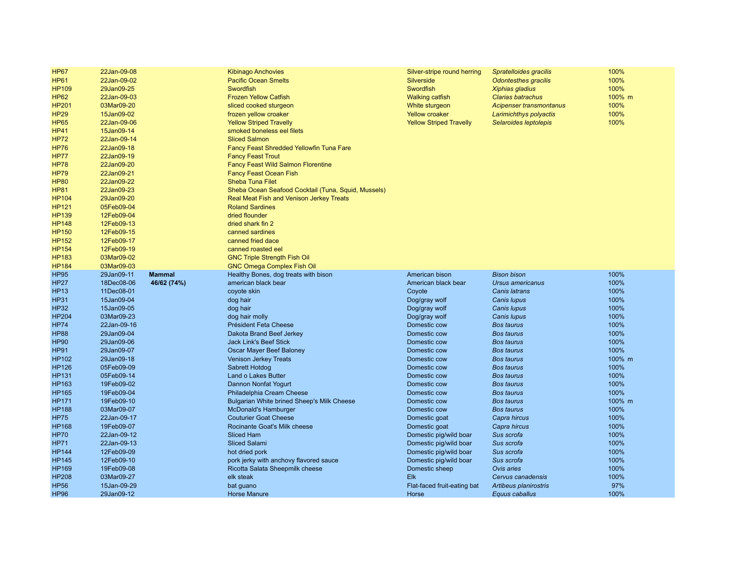| | | | | | | |
|---|---|---|---|---|---|---|
| HP67 | 22Jan-09-08 | | Kibinago Anchovies | Silver-stripe round herring | *Spratelloides gracilis* | 100% |
| HP61 | 22Jan-09-02 | | Pacific Ocean Smelts | Silverside | *Odontesthes gracilis* | 100% |
| HP109 | 29Jan09-25 | | Swordfish | Swordfish | *Xiphias gladius* | 100% |
| HP62 | 22Jan-09-03 | | Frozen Yellow Catfish | Walking catfish | *Clarias batrachus* | 100% m |
| HP201 | 03Mar09-20 | | sliced cooked sturgeon | White sturgeon | *Acipenser transmontanus* | 100% |
| HP29 | 15Jan09-02 | | frozen yellow croaker | Yellow croaker | *Larimichthys polyactis* | 100% |
| HP65 | 22Jan-09-06 | | Yellow Striped Travelly | Yellow Striped Travelly | *Selaroides leptolepis* | 100% |
| HP41 | 15Jan09-14 | | smoked boneless eel filets | | | |
| HP72 | 22Jan-09-14 | | Sliced Salmon | | | |
| HP76 | 22Jan09-18 | | Fancy Feast Shredded Yellowfin Tuna Fare | | | |
| HP77 | 22Jan09-19 | | Fancy Feast Trout | | | |
| HP78 | 22Jan09-20 | | Fancy Feast Wild Salmon Florentine | | | |
| HP79 | 22Jan09-21 | | Fancy Feast Ocean Fish | | | |
| HP80 | 22Jan09-22 | | Sheba Tuna Filet | | | |
| HP81 | 22Jan09-23 | | Sheba Ocean Seafood Cocktail (Tuna, Squid, Mussels) | | | |
| HP104 | 29Jan09-20 | | Real Meat Fish and Venison Jerkey Treats | | | |
| HP121 | 05Feb09-04 | | Roland Sardines | | | |
| HP139 | 12Feb09-04 | | dried flounder | | | |
| HP148 | 12Feb09-13 | | dried shark fin 2 | | | |
| HP150 | 12Feb09-15 | | canned sardines | | | |
| HP152 | 12Feb09-17 | | canned fried dace | | | |
| HP154 | 12Feb09-19 | | canned roasted eel | | | |
| HP183 | 03Mar09-02 | | GNC Triple Strength Fish Oil | | | |
| HP184 | 03Mar09-03 | | GNC Omega Complex Fish Oil | | | |
| HP95 | 29Jan09-11 | **Mammal** | Healthy Bones, dog treats with bison | American bison | *Bison bison* | 100% |
| HP27 | 18Dec08-06 | **46/62 (74%)** | american black bear | American black bear | *Ursus americanus* | 100% |
| HP13 | 11Dec08-01 | | coyote skin | Coyote | *Canis latrans* | 100% |
| HP31 | 15Jan09-04 | | dog hair | Dog/gray wolf | *Canis lupus* | 100% |
| HP32 | 15Jan09-05 | | dog hair | Dog/gray wolf | *Canis lupus* | 100% |
| HP204 | 03Mar09-23 | | dog hair molly | Dog/gray wolf | *Canis lupus* | 100% |
| HP74 | 22Jan-09-16 | | Président Feta Cheese | Domestic cow | *Bos taurus* | 100% |
| HP88 | 29Jan09-04 | | Dakota Brand Beef Jerkey | Domestic cow | *Bos taurus* | 100% |
| HP90 | 29Jan09-06 | | Jack Link's Beef Stick | Domestic cow | *Bos taurus* | 100% |
| HP91 | 29Jan09-07 | | Oscar Mayer Beef Baloney | Domestic cow | *Bos taurus* | 100% |
| HP102 | 29Jan09-18 | | Venison Jerkey Treats | Domestic cow | *Bos taurus* | 100% m |
| HP126 | 05Feb09-09 | | Sabrett Hotdog | Domestic cow | *Bos taurus* | 100% |
| HP131 | 05Feb09-14 | | Land o Lakes Butter | Domestic cow | *Bos taurus* | 100% |
| HP163 | 19Feb09-02 | | Dannon Nonfat Yogurt | Domestic cow | *Bos taurus* | 100% |
| HP165 | 19Feb09-04 | | Philadelphia Cream Cheese | Domestic cow | *Bos taurus* | 100% |
| HP171 | 19Feb09-10 | | Bulgarian White brined Sheep's Milk Cheese | Domestic cow | *Bos taurus* | 100% m |
| HP188 | 03Mar09-07 | | McDonald's Hamburger | Domestic cow | *Bos taurus* | 100% |
| HP75 | 22Jan-09-17 | | Couturier Goat Cheese | Domestic goat | *Capra hircus* | 100% |
| HP168 | 19Feb09-07 | | Rocinante Goat's Milk cheese | Domestic goat | *Capra hircus* | 100% |
| HP70 | 22Jan-09-12 | | Sliced Ham | Domestic pig/wild boar | *Sus scrofa* | 100% |
| HP71 | 22Jan-09-13 | | Sliced Salami | Domestic pig/wild boar | *Sus scrofa* | 100% |
| HP144 | 12Feb09-09 | | hot dried pork | Domestic pig/wild boar | *Sus scrofa* | 100% |
| HP145 | 12Feb09-10 | | pork jerky with anchovy flavored sauce | Domestic pig/wild boar | *Sus scrofa* | 100% |
| HP169 | 19Feb09-08 | | Ricotta Salata Sheepmilk cheese | Domestic sheep | *Ovis aries* | 100% |
| HP208 | 03Mar09-27 | | elk steak | Elk | *Cervus canadensis* | 100% |
| HP56 | 15Jan-09-29 | | bat guano | Flat-faced fruit-eating bat | *Artibeus planirostris* | 97% |
| HP96 | 29Jan09-12 | | Horse Manure | Horse | *Equus caballus* | 100% |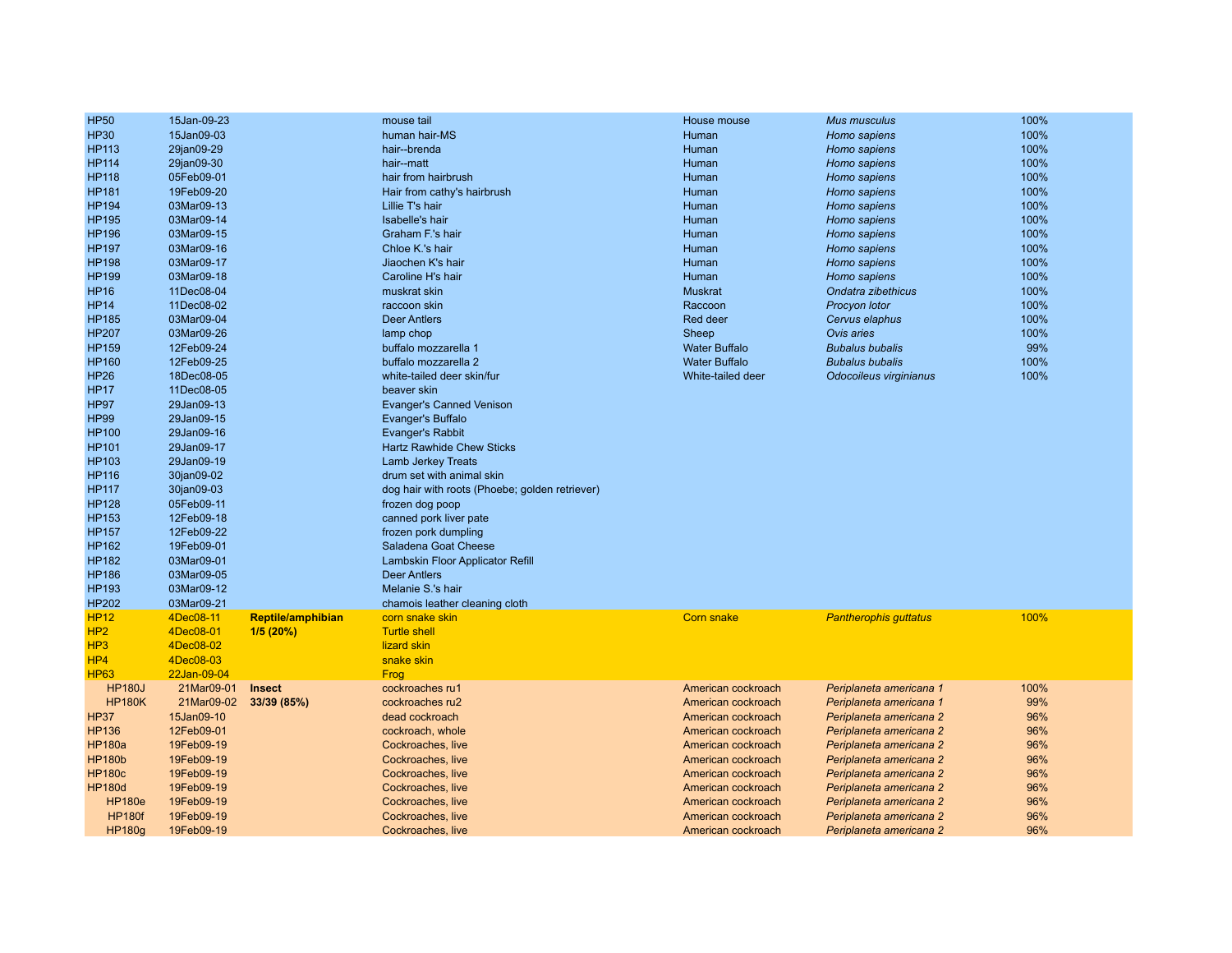| | | | | | | |
|---|---|---|---|---|---|---|
| HP50 | 15Jan-09-23 | | mouse tail | House mouse | *Mus musculus* | 100% |
| HP30 | 15Jan09-03 | | human hair-MS | Human | *Homo sapiens* | 100% |
| HP113 | 29jan09-29 | | hair--brenda | Human | *Homo sapiens* | 100% |
| HP114 | 29jan09-30 | | hair--matt | Human | *Homo sapiens* | 100% |
| HP118 | 05Feb09-01 | | hair from hairbrush | Human | *Homo sapiens* | 100% |
| HP181 | 19Feb09-20 | | Hair from cathy's hairbrush | Human | *Homo sapiens* | 100% |
| HP194 | 03Mar09-13 | | Lillie T's hair | Human | *Homo sapiens* | 100% |
| HP195 | 03Mar09-14 | | Isabelle's hair | Human | *Homo sapiens* | 100% |
| HP196 | 03Mar09-15 | | Graham F.'s hair | Human | *Homo sapiens* | 100% |
| HP197 | 03Mar09-16 | | Chloe K.'s hair | Human | *Homo sapiens* | 100% |
| HP198 | 03Mar09-17 | | Jiaochen K's hair | Human | *Homo sapiens* | 100% |
| HP199 | 03Mar09-18 | | Caroline H's hair | Human | *Homo sapiens* | 100% |
| HP16 | 11Dec08-04 | | muskrat skin | Muskrat | *Ondatra zibethicus* | 100% |
| HP14 | 11Dec08-02 | | raccoon skin | Raccoon | *Procyon lotor* | 100% |
| HP185 | 03Mar09-04 | | Deer Antlers | Red deer | *Cervus elaphus* | 100% |
| HP207 | 03Mar09-26 | | lamp chop | Sheep | *Ovis aries* | 100% |
| HP159 | 12Feb09-24 | | buffalo mozzarella 1 | Water Buffalo | *Bubalus bubalis* | 99% |
| HP160 | 12Feb09-25 | | buffalo mozzarella 2 | Water Buffalo | *Bubalus bubalis* | 100% |
| HP26 | 18Dec08-05 | | white-tailed deer skin/fur | White-tailed deer | *Odocoileus virginianus* | 100% |
| HP17 | 11Dec08-05 | | beaver skin | | | |
| HP97 | 29Jan09-13 | | Evanger's Canned Venison | | | |
| HP99 | 29Jan09-15 | | Evanger's Buffalo | | | |
| HP100 | 29Jan09-16 | | Evanger's Rabbit | | | |
| HP101 | 29Jan09-17 | | Hartz Rawhide Chew Sticks | | | |
| HP103 | 29Jan09-19 | | Lamb Jerkey Treats | | | |
| HP116 | 30jan09-02 | | drum set with animal skin | | | |
| HP117 | 30jan09-03 | | dog hair with roots (Phoebe; golden retriever) | | | |
| HP128 | 05Feb09-11 | | frozen dog poop | | | |
| HP153 | 12Feb09-18 | | canned pork liver pate | | | |
| HP157 | 12Feb09-22 | | frozen pork dumpling | | | |
| HP162 | 19Feb09-01 | | Saladena Goat Cheese | | | |
| HP182 | 03Mar09-01 | | Lambskin Floor Applicator Refill | | | |
| HP186 | 03Mar09-05 | | Deer Antlers | | | |
| HP193 | 03Mar09-12 | | Melanie S.'s hair | | | |
| HP202 | 03Mar09-21 | | chamois leather cleaning cloth | | | |
| HP12 | 4Dec08-11 | **Reptile/amphibian** | corn snake skin | Corn snake | *Pantherophis guttatus* | 100% |
| HP2 | 4Dec08-01 | **1/5 (20%)** | Turtle shell | | | |
| HP3 | 4Dec08-02 | | lizard skin | | | |
| HP4 | 4Dec08-03 | | snake skin | | | |
| HP63 | 22Jan-09-04 | | Frog | | | |
| HP180J | 21Mar09-01 | **Insect** | cockroaches ru1 | American cockroach | *Periplaneta americana 1* | 100% |
| HP180K | 21Mar09-02 | **33/39 (85%)** | cockroaches ru2 | American cockroach | *Periplaneta americana 1* | 99% |
| HP37 | 15Jan09-10 | | dead cockroach | American cockroach | *Periplaneta americana 2* | 96% |
| HP136 | 12Feb09-01 | | cockroach, whole | American cockroach | *Periplaneta americana 2* | 96% |
| HP180a | 19Feb09-19 | | Cockroaches, live | American cockroach | *Periplaneta americana 2* | 96% |
| HP180b | 19Feb09-19 | | Cockroaches, live | American cockroach | *Periplaneta americana 2* | 96% |
| HP180c | 19Feb09-19 | | Cockroaches, live | American cockroach | *Periplaneta americana 2* | 96% |
| HP180d | 19Feb09-19 | | Cockroaches, live | American cockroach | *Periplaneta americana 2* | 96% |
| HP180e | 19Feb09-19 | | Cockroaches, live | American cockroach | *Periplaneta americana 2* | 96% |
| HP180f | 19Feb09-19 | | Cockroaches, live | American cockroach | *Periplaneta americana 2* | 96% |
| HP180g | 19Feb09-19 | | Cockroaches, live | American cockroach | *Periplaneta americana 2* | 96% |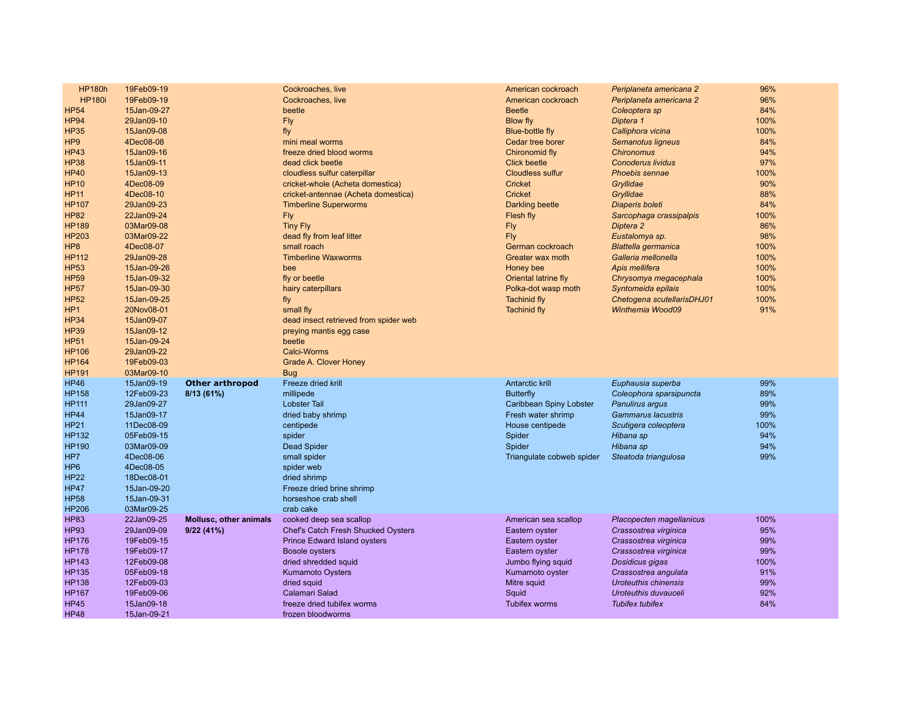| | | | | | | |
|---|---|---|---|---|---|---|
| HP180h | 19Feb09-19 | | Cockroaches, live | American cockroach | *Periplaneta americana 2* | 96% |
| HP180i | 19Feb09-19 | | Cockroaches, live | American cockroach | *Periplaneta americana 2* | 96% |
| HP54 | 15Jan-09-27 | | beetle | Beetle | *Coleoptera sp* | 84% |
| HP94 | 29Jan09-10 | | Fly | Blow fly | *Diptera 1* | 100% |
| HP35 | 15Jan09-08 | | fly | Blue-bottle fly | *Calliphora vicina* | 100% |
| HP9 | 4Dec08-08 | | mini meal worms | Cedar tree borer | *Semanotus ligneus* | 84% |
| HP43 | 15Jan09-16 | | freeze dried blood worms | Chironomid fly | *Chironomus* | 94% |
| HP38 | 15Jan09-11 | | dead click beetle | Click beetle | *Conoderus lividus* | 97% |
| HP40 | 15Jan09-13 | | cloudless sulfur caterpillar | Cloudless sulfur | *Phoebis sennae* | 100% |
| HP10 | 4Dec08-09 | | cricket-whole (Acheta domestica) | Cricket | *Gryllidae* | 90% |
| HP11 | 4Dec08-10 | | cricket-antennae (Acheta domestica) | Cricket | *Gryllidae* | 88% |
| HP107 | 29Jan09-23 | | Timberline Superworms | Darkling beetle | *Diaperis boleti* | 84% |
| HP82 | 22Jan09-24 | | Fly | Flesh fly | *Sarcophaga crassipalpis* | 100% |
| HP189 | 03Mar09-08 | | Tiny Fly | Fly | *Diptera 2* | 86% |
| HP203 | 03Mar09-22 | | dead fly from leaf litter | Fly | *Eustalomya sp.* | 98% |
| HP8 | 4Dec08-07 | | small roach | German cockroach | *Blattella germanica* | 100% |
| HP112 | 29Jan09-28 | | Timberline Waxworms | Greater wax moth | *Galleria mellonella* | 100% |
| HP53 | 15Jan-09-26 | | bee | Honey bee | *Apis mellifera* | 100% |
| HP59 | 15Jan-09-32 | | fly or beetle | Oriental latrine fly | *Chrysomya megacephala* | 100% |
| HP57 | 15Jan-09-30 | | hairy caterpillars | Polka-dot wasp moth | *Syntomeida epilais* | 100% |
| HP52 | 15Jan-09-25 | | fly | Tachinid fly | *Chetogena scutellarisDHJ01* | 100% |
| HP1 | 20Nov08-01 | | small fly | Tachinid fly | *Winthemia Wood09* | 91% |
| HP34 | 15Jan09-07 | | dead insect retrieved from spider web | | | |
| HP39 | 15Jan09-12 | | preying mantis egg case | | | |
| HP51 | 15Jan-09-24 | | beetle | | | |
| HP106 | 29Jan09-22 | | Calci-Worms | | | |
| HP164 | 19Feb09-03 | | Grade A. Clover Honey | | | |
| HP191 | 03Mar09-10 | | Bug | | | |
| HP46 | 15Jan09-19 | **Other arthropod** | Freeze dried krill | Antarctic krill | *Euphausia superba* | 99% |
| HP158 | 12Feb09-23 | **8/13 (61%)** | millipede | Butterfly | *Coleophora sparsipuncta* | 89% |
| HP111 | 29Jan09-27 | | Lobster Tail | Caribbean Spiny Lobster | *Panulirus argus* | 99% |
| HP44 | 15Jan09-17 | | dried baby shrimp | Fresh water shrimp | *Gammarus lacustris* | 99% |
| HP21 | 11Dec08-09 | | centipede | House centipede | *Scutigera coleoptera* | 100% |
| HP132 | 05Feb09-15 | | spider | Spider | *Hibana sp* | 94% |
| HP190 | 03Mar09-09 | | Dead Spider | Spider | *Hibana sp* | 94% |
| HP7 | 4Dec08-06 | | small spider | Triangulate cobweb spider | *Steatoda triangulosa* | 99% |
| HP6 | 4Dec08-05 | | spider web | | | |
| HP22 | 18Dec08-01 | | dried shrimp | | | |
| HP47 | 15Jan-09-20 | | Freeze dried brine shrimp | | | |
| HP58 | 15Jan-09-31 | | horseshoe crab shell | | | |
| HP206 | 03Mar09-25 | | crab cake | | | |
| HP83 | 22Jan09-25 | **Mollusc, other animals** | cooked deep sea scallop | American sea scallop | *Placopecten magellanicus* | 100% |
| HP93 | 29Jan09-09 | **9/22 (41%)** | Chef's Catch Fresh Shucked Oysters | Eastern oyster | *Crassostrea virginica* | 95% |
| HP176 | 19Feb09-15 | | Prince Edward Island oysters | Eastern oyster | *Crassostrea virginica* | 99% |
| HP178 | 19Feb09-17 | | Bosole oysters | Eastern oyster | *Crassostrea virginica* | 99% |
| HP143 | 12Feb09-08 | | dried shredded squid | Jumbo flying squid | *Dosidicus gigas* | 100% |
| HP135 | 05Feb09-18 | | Kumamoto Oysters | Kumamoto oyster | *Crassostrea angulata* | 91% |
| HP138 | 12Feb09-03 | | dried squid | Mitre squid | *Uroteuthis chinensis* | 99% |
| HP167 | 19Feb09-06 | | Calamari Salad | Squid | *Uroteuthis duvauceli* | 92% |
| HP45 | 15Jan09-18 | | freeze dried tubifex worms | Tubifex worms | *Tubifex tubifex* | 84% |
| HP48 | 15Jan-09-21 | | frozen bloodworms | | | |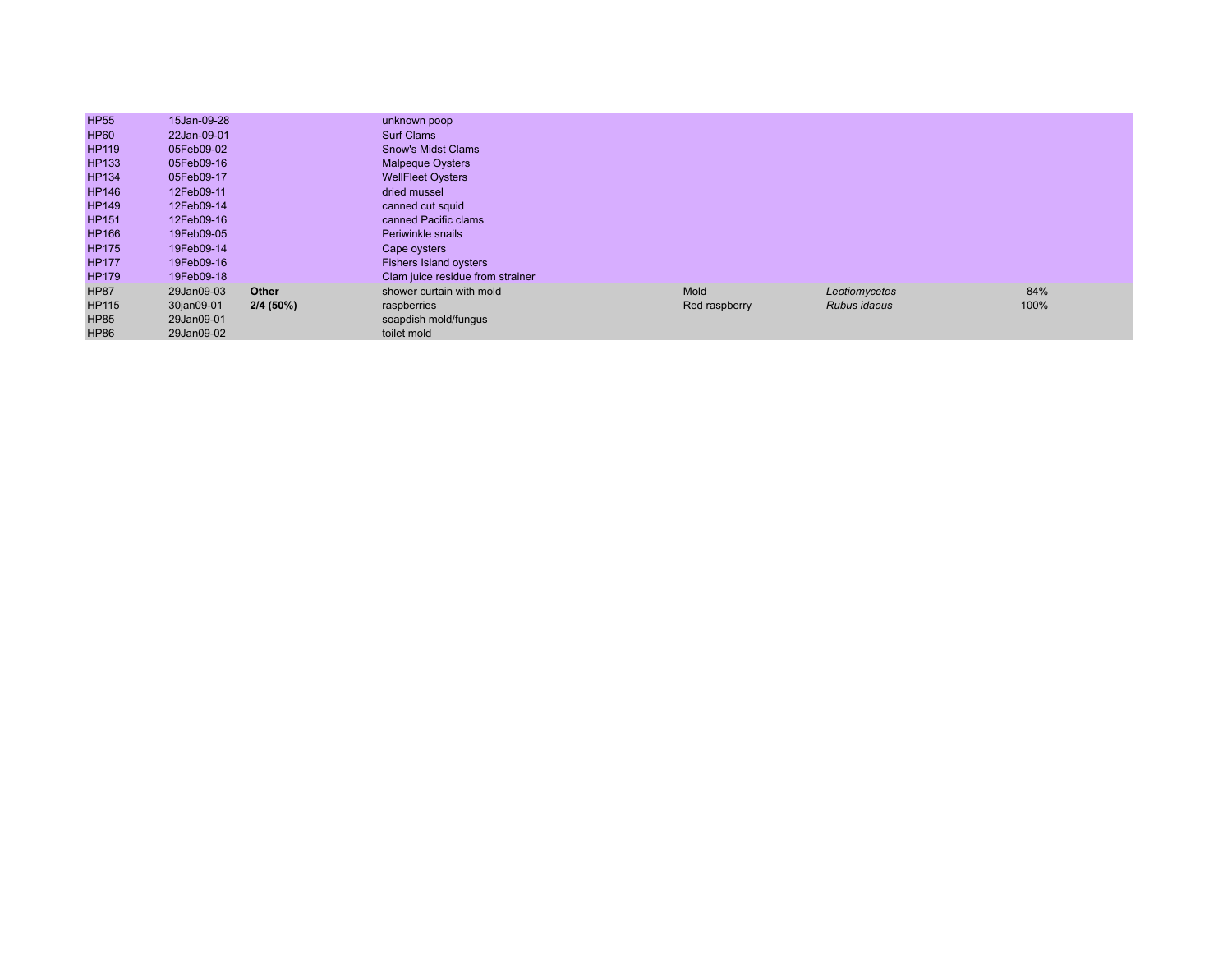| | | | | | | |
|---|---|---|---|---|---|---|
| HP55 | 15Jan-09-28 | | unknown poop | | | |
| HP60 | 22Jan-09-01 | | Surf Clams | | | |
| HP119 | 05Feb09-02 | | Snow's Midst Clams | | | |
| HP133 | 05Feb09-16 | | Malpeque Oysters | | | |
| HP134 | 05Feb09-17 | | WellFleet Oysters | | | |
| HP146 | 12Feb09-11 | | dried mussel | | | |
| HP149 | 12Feb09-14 | | canned cut squid | | | |
| HP151 | 12Feb09-16 | | canned Pacific clams | | | |
| HP166 | 19Feb09-05 | | Periwinkle snails | | | |
| HP175 | 19Feb09-14 | | Cape oysters | | | |
| HP177 | 19Feb09-16 | | Fishers Island oysters | | | |
| HP179 | 19Feb09-18 | | Clam juice residue from strainer | | | |
| HP87 | 29Jan09-03 | **Other** | shower curtain with mold | Mold | *Leotiomycetes* | 84% |
| HP115 | 30jan09-01 | **2/4 (50%)** | raspberries | Red raspberry | *Rubus idaeus* | 100% |
| HP85 | 29Jan09-01 | | soapdish mold/fungus | | | |
| HP86 | 29Jan09-02 | | toilet mold | | | |